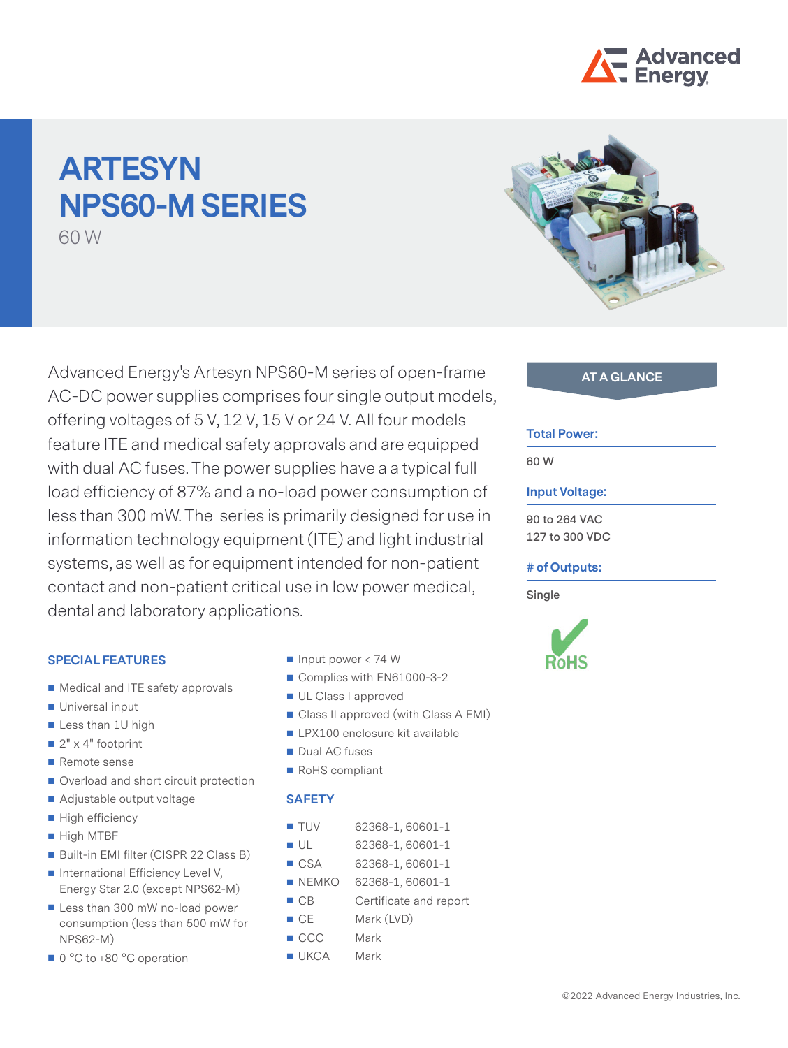# ARTESYN NPS60-M SERIES

60 W

Advanced Energy's Artesyn NPS60-M series of open-frame AC-DC power supplies comprises four single output models, offering voltages of 5 V, 12 V, 15 V or 24 V. All four models feature ITE and medical safety approvals and are equipped with dual AC fuses. The power supplies have a a typical full load efficiency of 87% and a no-load power consumption of less than 300 mW. The  series is primarily designed for use in information technology equipment (ITE) and light industrial systems, as well as for equipment intended for non-patient contact and non-patient critical use in low power medical, dental and laboratory applications.

## AT A GLANCE

**Total Power:**

60 W

**Input Voltage:**

90 to 264 VAC
127 to 300 VDC

**# of Outputs:**

Single

RoHS

## SPECIAL FEATURES

- Medical and ITE safety approvals
- Universal input
- Less than 1U high
- 2" x 4" footprint
- Remote sense
- Overload and short circuit protection
- Adjustable output voltage
- High efficiency
- High MTBF
- Built-in EMI filter (CISPR 22 Class B)
- International Efficiency Level V, Energy Star 2.0 (except NPS62-M)
- Less than 300 mW no-load power consumption (less than 500 mW for NPS62-M)
- 0 °C to +80 °C operation
- Input power < 74 W
- Complies with EN61000-3-2
- UL Class I approved
- Class II approved (with Class A EMI)
- LPX100 enclosure kit available
- Dual AC fuses
- RoHS compliant

## SAFETY

- TUV 62368-1, 60601-1
- UL 62368-1, 60601-1
- CSA 62368-1, 60601-1
- NEMKO 62368-1, 60601-1
- CB Certificate and report
- CE Mark (LVD)
- CCC Mark
- UKCA Mark

©2022 Advanced Energy Industries, Inc.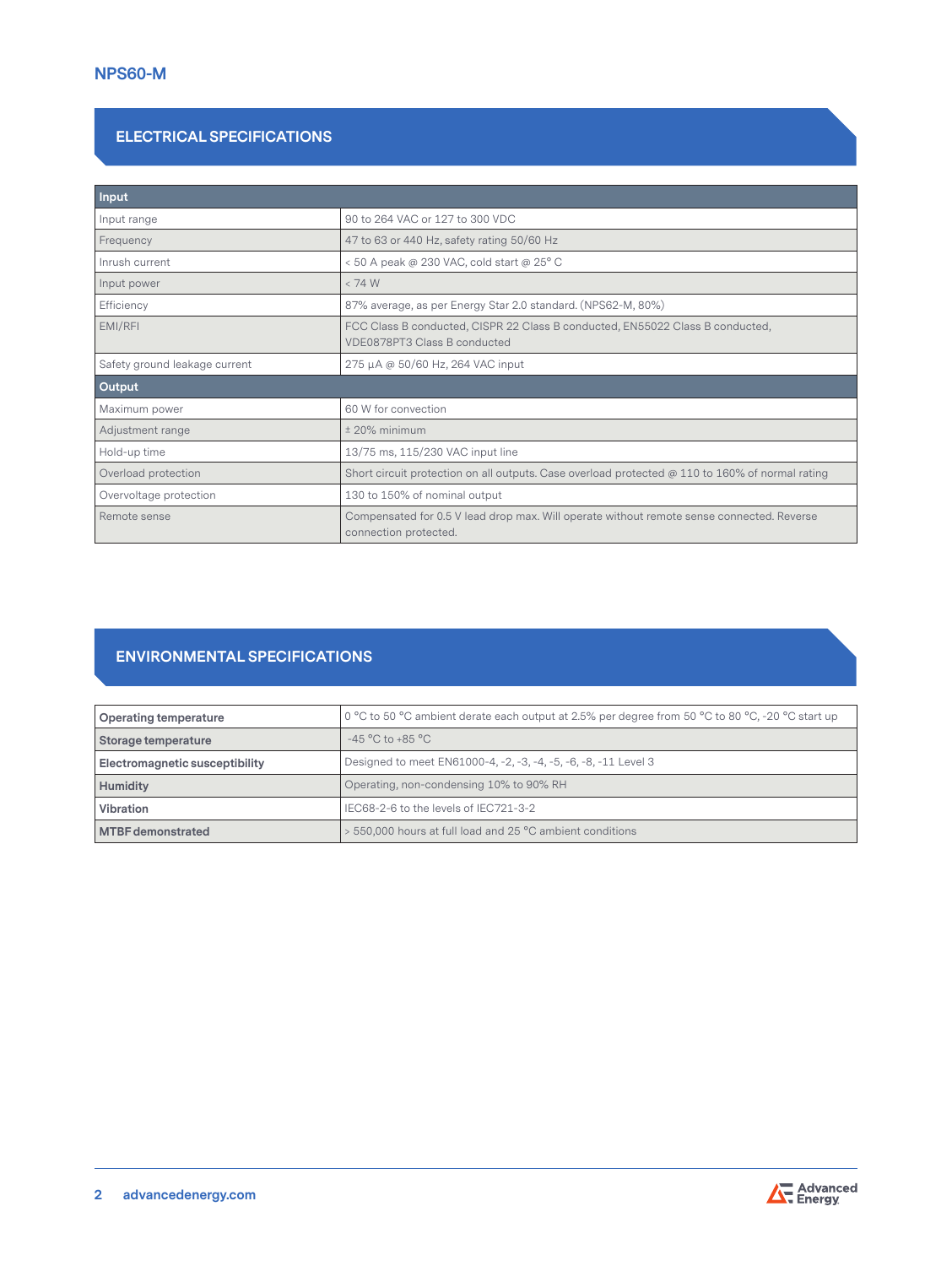## ELECTRICAL SPECIFICATIONS

| Input | |
|---|---|
| Input range | 90 to 264 VAC or 127 to 300 VDC |
| Frequency | 47 to 63 or 440 Hz, safety rating 50/60 Hz |
| Inrush current | < 50 A peak @ 230 VAC, cold start @ 25° C |
| Input power | < 74 W |
| Efficiency | 87% average, as per Energy Star 2.0 standard. (NPS62-M, 80%) |
| EMI/RFI | FCC Class B conducted, CISPR 22 Class B conducted, EN55022 Class B conducted, VDE0878PT3 Class B conducted |
| Safety ground leakage current | 275 µA @ 50/60 Hz, 264 VAC input |
| **Output** | |
| Maximum power | 60 W for convection |
| Adjustment range | ± 20% minimum |
| Hold-up time | 13/75 ms, 115/230 VAC input line |
| Overload protection | Short circuit protection on all outputs. Case overload protected @ 110 to 160% of normal rating |
| Overvoltage protection | 130 to 150% of nominal output |
| Remote sense | Compensated for 0.5 V lead drop max. Will operate without remote sense connected. Reverse connection protected. |

## ENVIRONMENTAL SPECIFICATIONS

| | |
|---|---|
| **Operating temperature** | 0 °C to 50 °C ambient derate each output at 2.5% per degree from 50 °C to 80 °C, -20 °C start up |
| **Storage temperature** | -45 °C to +85 °C |
| **Electromagnetic susceptibility** | Designed to meet EN61000-4, -2, -3, -4, -5, -6, -8, -11 Level 3 |
| **Humidity** | Operating, non-condensing 10% to 90% RH |
| **Vibration** | IEC68-2-6 to the levels of IEC721-3-2 |
| **MTBF demonstrated** | > 550,000 hours at full load and 25 °C ambient conditions |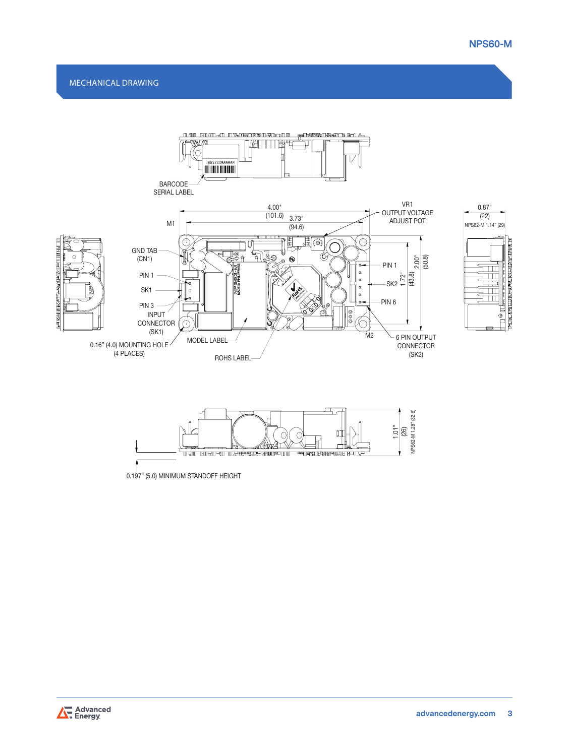## MECHANICAL DRAWING

BARCODE SERIAL LABEL

4.00" (101.6)

3.73" (94.6)

M1

VR1 OUTPUT VOLTAGE ADJUST POT

0.87" (22)

NPS62-M 1.14" (29)

GND TAB (CN1)

PIN 1

SK1

PIN 3

INPUT CONNECTOR (SK1)

0.16" (4.0) MOUNTING HOLE (4 PLACES)

MODEL LABEL

ROHS LABEL

PIN 1

SK2

PIN 6

M2

6 PIN OUTPUT CONNECTOR (SK2)

1.72" (43.8)

2.00" (50.8)

1.01" (26)

NPS62-M 1.28" (32.6)

0.197" (5.0) MINIMUM STANDOFF HEIGHT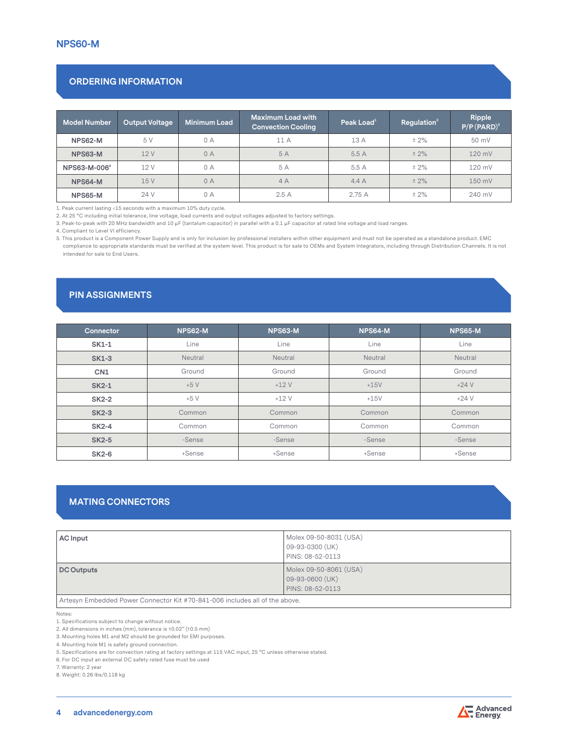# NPS60-M

## ORDERING INFORMATION

| Model Number | Output Voltage | Minimum Load | Maximum Load with Convection Cooling | Peak Load[1] | Regulation[2] | Ripple P/P (PARD)[3] |
|---|---|---|---|---|---|---|
| NPS62-M | 5 V | 0 A | 11 A | 13 A | ± 2% | 50 mV |
| NPS63-M | 12 V | 0 A | 5 A | 5.5 A | ± 2% | 120 mV |
| NPS63-M-006[4] | 12 V | 0 A | 5 A | 5.5 A | ± 2% | 120 mV |
| NPS64-M | 15 V | 0 A | 4 A | 4.4 A | ± 2% | 150 mV |
| NPS65-M | 24 V | 0 A | 2.5 A | 2.75 A | ± 2% | 240 mV |

1. Peak current lasting <15 seconds with a maximum 10% duty cycle.
2. At 25 °C including initial tolerance, line voltage, load currents and output voltages adjusted to factory settings.
3. Peak-to-peak with 20 MHz bandwidth and 10 µF (tantalum capacitor) in parallel with a 0.1 µF capacitor at rated line voltage and load ranges.
4. Compliant to Level VI efficiency.
5. This product is a Component Power Supply and is only for inclusion by professional installers within other equipment and must not be operated as a standalone product. EMC compliance to appropriate standards must be verified at the system level. This product is for sale to OEMs and System Integrators, including through Distribution Channels. It is not intended for sale to End Users.

## PIN ASSIGNMENTS

| Connector | NPS62-M | NPS63-M | NPS64-M | NPS65-M |
|---|---|---|---|---|
| SK1-1 | Line | Line | Line | Line |
| SK1-3 | Neutral | Neutral | Neutral | Neutral |
| CN1 | Ground | Ground | Ground | Ground |
| SK2-1 | +5 V | +12 V | +15V | +24 V |
| SK2-2 | +5 V | +12 V | +15V | +24 V |
| SK2-3 | Common | Common | Common | Common |
| SK2-4 | Common | Common | Common | Common |
| SK2-5 | -Sense | -Sense | -Sense | -Sense |
| SK2-6 | +Sense | +Sense | +Sense | +Sense |

## MATING CONNECTORS

| | |
|---|---|
| **AC Input** | Molex 09-50-8031 (USA)<br>09-93-0300 (UK)<br>PINS: 08-52-0113 |
| **DC Outputs** | Molex 09-50-8061 (USA)<br>09-93-0600 (UK)<br>PINS: 08-52-0113 |
| Artesyn Embedded Power Connector Kit #70-841-006 includes all of the above. | |

Notes:
1. Specifications subject to change without notice.
2. All dimensions in inches (mm), tolerance is ±0.02" (±0.5 mm)
3. Mounting holes M1 and M2 should be grounded for EMI purposes.
4. Mounting hole M1 is safety ground connection.
5. Specifications are for convection rating at factory settings at 115 VAC input, 25 °C unless otherwise stated.
6. For DC input an external DC safety rated fuse must be used
7. Warranty: 2 year
8. Weight: 0.26 lbs/0.118 kg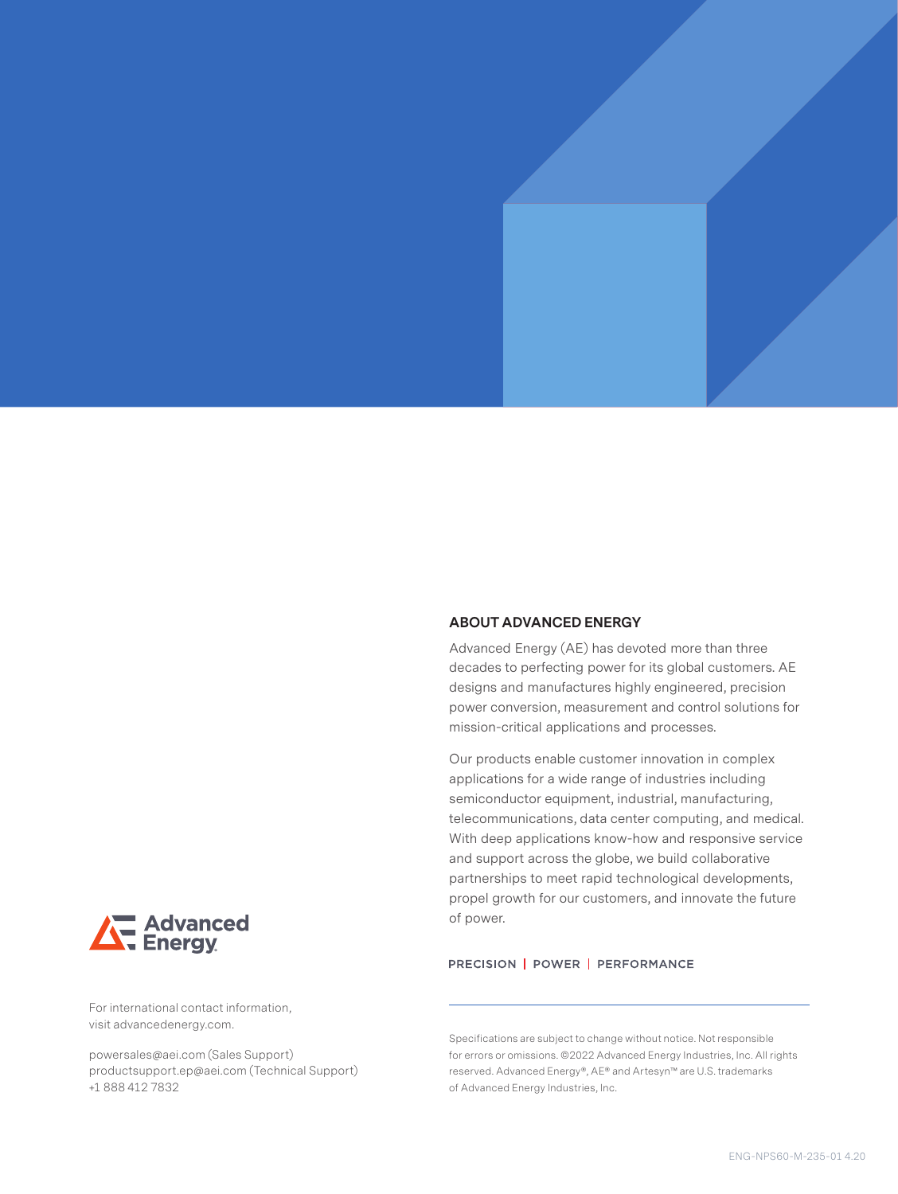## ABOUT ADVANCED ENERGY

Advanced Energy (AE) has devoted more than three decades to perfecting power for its global customers. AE designs and manufactures highly engineered, precision power conversion, measurement and control solutions for mission-critical applications and processes.

Our products enable customer innovation in complex applications for a wide range of industries including semiconductor equipment, industrial, manufacturing, telecommunications, data center computing, and medical. With deep applications know-how and responsive service and support across the globe, we build collaborative partnerships to meet rapid technological developments, propel growth for our customers, and innovate the future of power.

PRECISION | POWER | PERFORMANCE

Advanced Energy

For international contact information, visit advancedenergy.com.

powersales@aei.com (Sales Support)
productsupport.ep@aei.com (Technical Support)
+1 888 412 7832

Specifications are subject to change without notice. Not responsible for errors or omissions. ©2022 Advanced Energy Industries, Inc. All rights reserved. Advanced Energy®, AE® and Artesyn™ are U.S. trademarks of Advanced Energy Industries, Inc.

ENG-NPS60-M-235-01 4.20